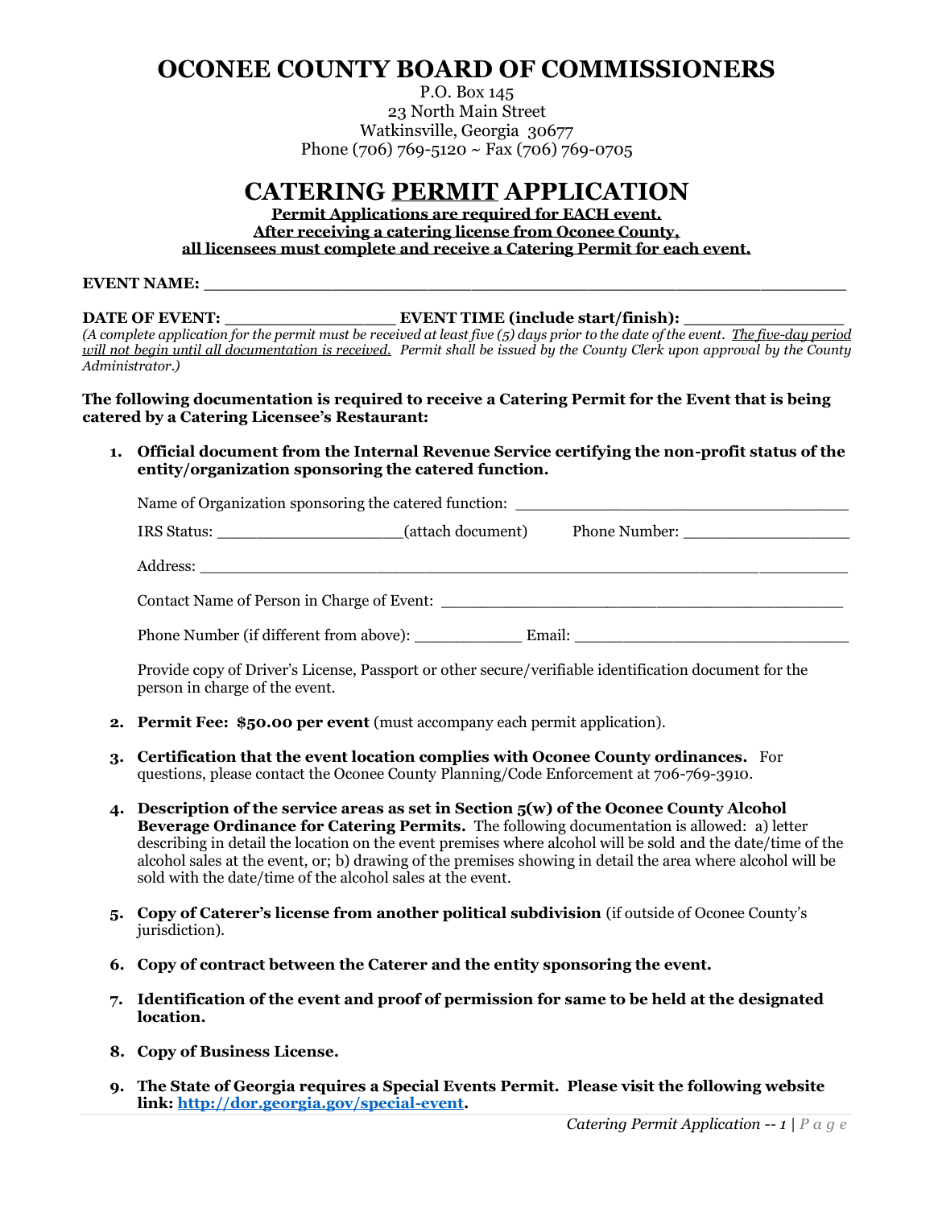# OCONEE COUNTY BOARD OF COMMISSIONERS

P.O. Box 145
23 North Main Street
Watkinsville, Georgia 30677
Phone (706) 769-5120 ~ Fax (706) 769-0705

## CATERING PERMIT APPLICATION

**Permit Applications are required for EACH event.**
**After receiving a catering license from Oconee County,**
**all licensees must complete and receive a Catering Permit for each event.**

**EVENT NAME:** ______________________________________________________________

**DATE OF EVENT:** ________________ **EVENT TIME (include start/finish):** _______________

*(A complete application for the permit must be received at least five (5) days prior to the date of the event. The five-day period will not begin until all documentation is received. Permit shall be issued by the County Clerk upon approval by the County Administrator.)*

**The following documentation is required to receive a Catering Permit for the Event that is being catered by a Catering Licensee's Restaurant:**

1. **Official document from the Internal Revenue Service certifying the non-profit status of the entity/organization sponsoring the catered function.**

   Name of Organization sponsoring the catered function: ____________________________________

   IRS Status: ___________________(attach document)     Phone Number: _________________

   Address: ______________________________________________________________________

   Contact Name of Person in Charge of Event: ___________________________________________

   Phone Number (if different from above): ___________ Email: _____________________________

   Provide copy of Driver's License, Passport or other secure/verifiable identification document for the person in charge of the event.

2. **Permit Fee: $50.00 per event** (must accompany each permit application).

3. **Certification that the event location complies with Oconee County ordinances.** For questions, please contact the Oconee County Planning/Code Enforcement at 706-769-3910.

4. **Description of the service areas as set in Section 5(w) of the Oconee County Alcohol Beverage Ordinance for Catering Permits.** The following documentation is allowed: a) letter describing in detail the location on the event premises where alcohol will be sold and the date/time of the alcohol sales at the event, or; b) drawing of the premises showing in detail the area where alcohol will be sold with the date/time of the alcohol sales at the event.

5. **Copy of Caterer's license from another political subdivision** (if outside of Oconee County's jurisdiction).

6. **Copy of contract between the Caterer and the entity sponsoring the event.**

7. **Identification of the event and proof of permission for same to be held at the designated location.**

8. **Copy of Business License.**

9. **The State of Georgia requires a Special Events Permit. Please visit the following website link: http://dor.georgia.gov/special-event.**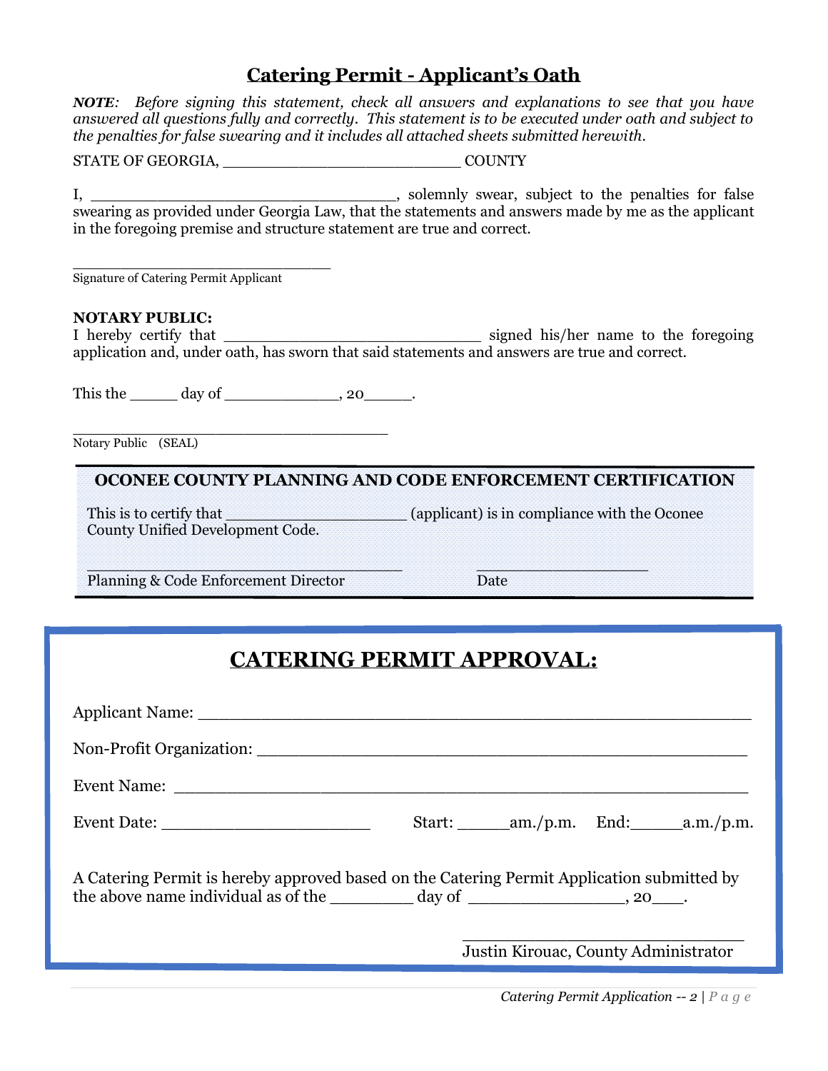## Catering Permit - Applicant's Oath

***NOTE**: Before signing this statement, check all answers and explanations to see that you have answered all questions fully and correctly. This statement is to be executed under oath and subject to the penalties for false swearing and it includes all attached sheets submitted herewith.*

STATE OF GEORGIA, ________________________ COUNTY

I, ______________________________, solemnly swear, subject to the penalties for false swearing as provided under Georgia Law, that the statements and answers made by me as the applicant in the foregoing premise and structure statement are true and correct.

______________________________
Signature of Catering Permit Applicant

**NOTARY PUBLIC:**
I hereby certify that __________________________ signed his/her name to the foregoing application and, under oath, has sworn that said statements and answers are true and correct.

This the _____ day of ____________, 20_____.

____________________________________
Notary Public (SEAL)

### OCONEE COUNTY PLANNING AND CODE ENFORCEMENT CERTIFICATION

This is to certify that __________________ (applicant) is in compliance with the Oconee County Unified Development Code.

________________________________ ______________
Planning & Code Enforcement Director Date

## CATERING PERMIT APPROVAL:

Applicant Name: ____________________________________________

Non-Profit Organization: ______________________________________

Event Name: _______________________________________________

Event Date: _____________________ Start: _____am./p.m. End:_____a.m./p.m.

A Catering Permit is hereby approved based on the Catering Permit Application submitted by the above name individual as of the ________ day of ______________, 20___.

______________________________
Justin Kirouac, County Administrator